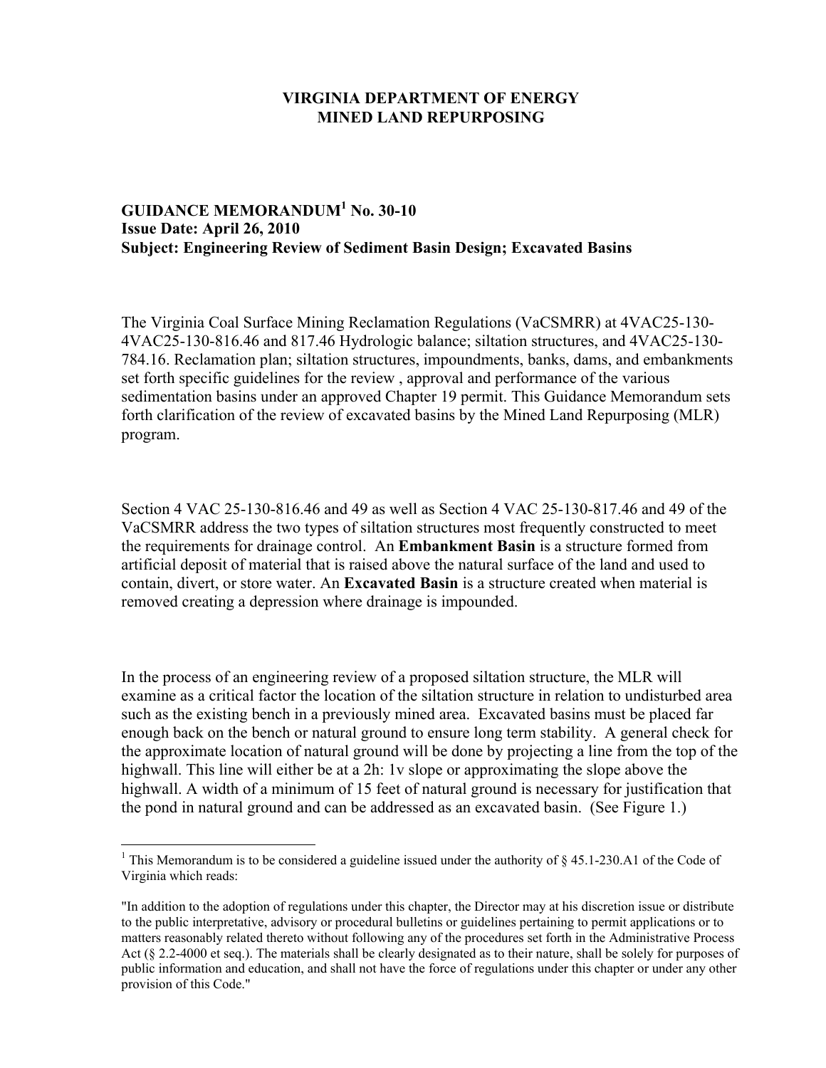**VIRGINIA DEPARTMENT OF ENERGY**
**MINED LAND REPURPOSING**

**GUIDANCE MEMORANDUM[1] No. 30-10**
**Issue Date: April 26, 2010**
**Subject: Engineering Review of Sediment Basin Design; Excavated Basins**

The Virginia Coal Surface Mining Reclamation Regulations (VaCSMRR) at 4VAC25-130-4VAC25-130-816.46 and 817.46 Hydrologic balance; siltation structures, and 4VAC25-130-784.16. Reclamation plan; siltation structures, impoundments, banks, dams, and embankments set forth specific guidelines for the review , approval and performance of the various sedimentation basins under an approved Chapter 19 permit. This Guidance Memorandum sets forth clarification of the review of excavated basins by the Mined Land Repurposing (MLR) program.

Section 4 VAC 25-130-816.46 and 49 as well as Section 4 VAC 25-130-817.46 and 49 of the VaCSMRR address the two types of siltation structures most frequently constructed to meet the requirements for drainage control. An **Embankment Basin** is a structure formed from artificial deposit of material that is raised above the natural surface of the land and used to contain, divert, or store water. An **Excavated Basin** is a structure created when material is removed creating a depression where drainage is impounded.

In the process of an engineering review of a proposed siltation structure, the MLR will examine as a critical factor the location of the siltation structure in relation to undisturbed area such as the existing bench in a previously mined area. Excavated basins must be placed far enough back on the bench or natural ground to ensure long term stability. A general check for the approximate location of natural ground will be done by projecting a line from the top of the highwall. This line will either be at a 2h: 1v slope or approximating the slope above the highwall. A width of a minimum of 15 feet of natural ground is necessary for justification that the pond in natural ground and can be addressed as an excavated basin. (See Figure 1.)

---

[1] This Memorandum is to be considered a guideline issued under the authority of § 45.1-230.A1 of the Code of Virginia which reads:

"In addition to the adoption of regulations under this chapter, the Director may at his discretion issue or distribute to the public interpretative, advisory or procedural bulletins or guidelines pertaining to permit applications or to matters reasonably related thereto without following any of the procedures set forth in the Administrative Process Act (§ 2.2-4000 et seq.). The materials shall be clearly designated as to their nature, shall be solely for purposes of public information and education, and shall not have the force of regulations under this chapter or under any other provision of this Code."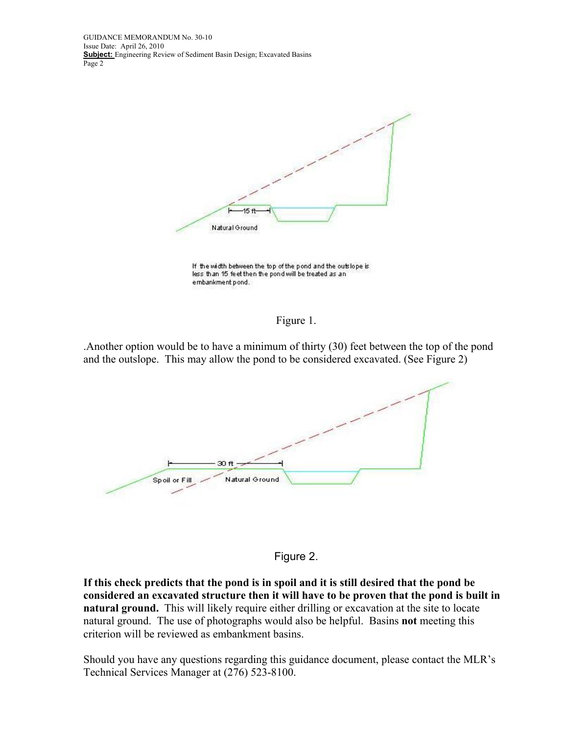—15 ft—

Natural Ground

If the width between the top of the pond and the outslope is less than 15 feet then the pond will be treated as an embankment pond.

Figure 1.

.Another option would be to have a minimum of thirty (30) feet between the top of the pond and the outslope. This may allow the pond to be considered excavated. (See Figure 2)

30 ft

Spoil or Fill

Natural Ground

Figure 2.

**If this check predicts that the pond is in spoil and it is still desired that the pond be considered an excavated structure then it will have to be proven that the pond is built in natural ground.** This will likely require either drilling or excavation at the site to locate natural ground. The use of photographs would also be helpful. Basins **not** meeting this criterion will be reviewed as embankment basins.

Should you have any questions regarding this guidance document, please contact the MLR's Technical Services Manager at (276) 523-8100.